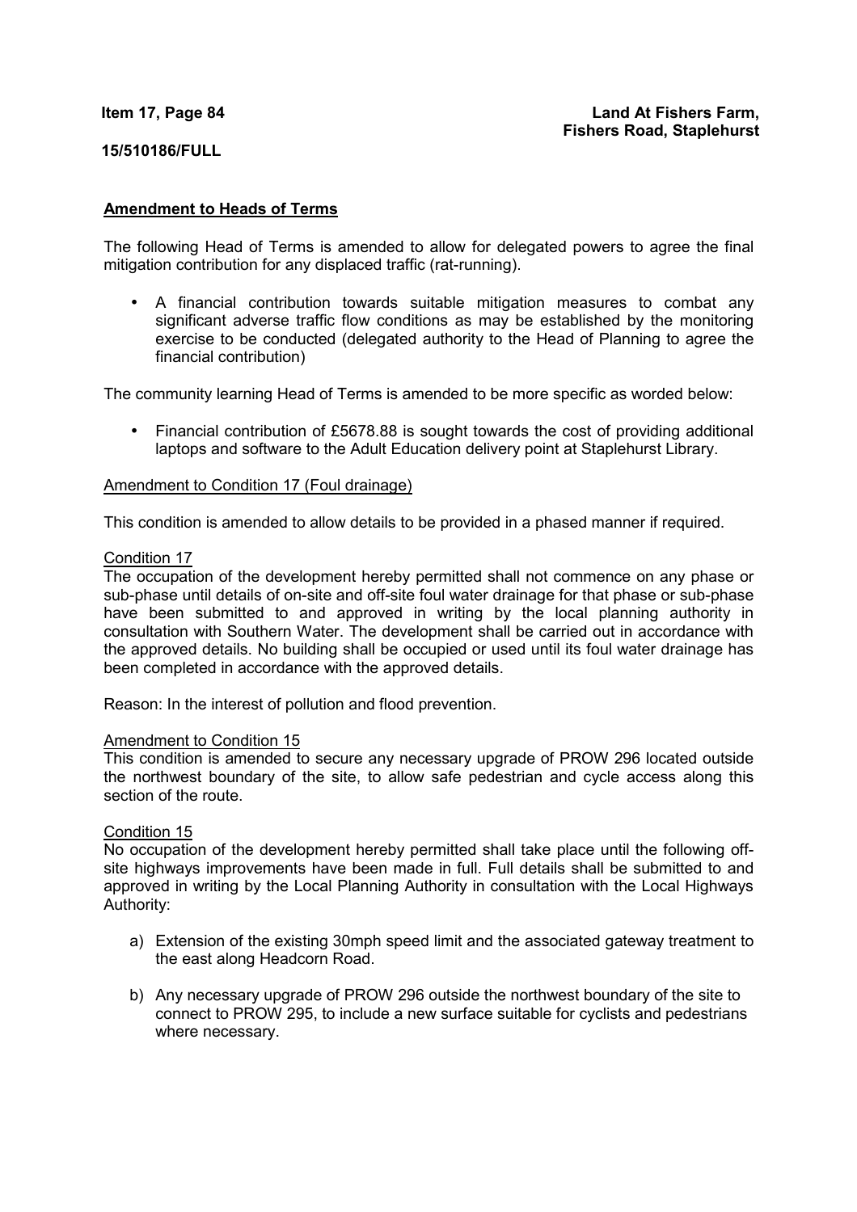**Item 17, Page 84**

**Land At Fishers Farm, Fishers Road, Staplehurst**

**15/510186/FULL**

## Amendment to Heads of Terms

The following Head of Terms is amended to allow for delegated powers to agree the final mitigation contribution for any displaced traffic (rat-running).

- A financial contribution towards suitable mitigation measures to combat any significant adverse traffic flow conditions as may be established by the monitoring exercise to be conducted (delegated authority to the Head of Planning to agree the financial contribution)

The community learning Head of Terms is amended to be more specific as worded below:

- Financial contribution of £5678.88 is sought towards the cost of providing additional laptops and software to the Adult Education delivery point at Staplehurst Library.

### Amendment to Condition 17 (Foul drainage)

This condition is amended to allow details to be provided in a phased manner if required.

Condition 17

The occupation of the development hereby permitted shall not commence on any phase or sub-phase until details of on-site and off-site foul water drainage for that phase or sub-phase have been submitted to and approved in writing by the local planning authority in consultation with Southern Water. The development shall be carried out in accordance with the approved details. No building shall be occupied or used until its foul water drainage has been completed in accordance with the approved details.

Reason: In the interest of pollution and flood prevention.

### Amendment to Condition 15

This condition is amended to secure any necessary upgrade of PROW 296 located outside the northwest boundary of the site, to allow safe pedestrian and cycle access along this section of the route.

Condition 15

No occupation of the development hereby permitted shall take place until the following off-site highways improvements have been made in full. Full details shall be submitted to and approved in writing by the Local Planning Authority in consultation with the Local Highways Authority:

a) Extension of the existing 30mph speed limit and the associated gateway treatment to the east along Headcorn Road.

b) Any necessary upgrade of PROW 296 outside the northwest boundary of the site to connect to PROW 295, to include a new surface suitable for cyclists and pedestrians where necessary.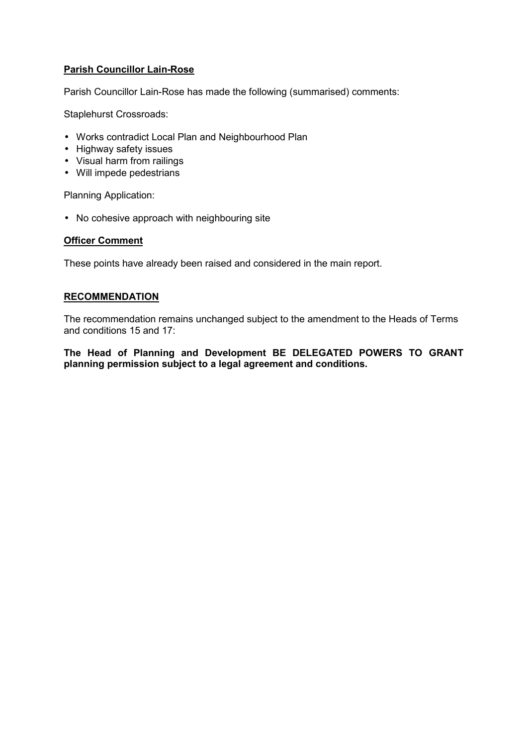**Parish Councillor Lain-Rose**

Parish Councillor Lain-Rose has made the following (summarised) comments:

Staplehurst Crossroads:

- Works contradict Local Plan and Neighbourhood Plan
- Highway safety issues
- Visual harm from railings
- Will impede pedestrians

Planning Application:

- No cohesive approach with neighbouring site

**Officer Comment**

These points have already been raised and considered in the main report.

**RECOMMENDATION**

The recommendation remains unchanged subject to the amendment to the Heads of Terms and conditions 15 and 17:

**The Head of Planning and Development BE DELEGATED POWERS TO GRANT planning permission subject to a legal agreement and conditions.**